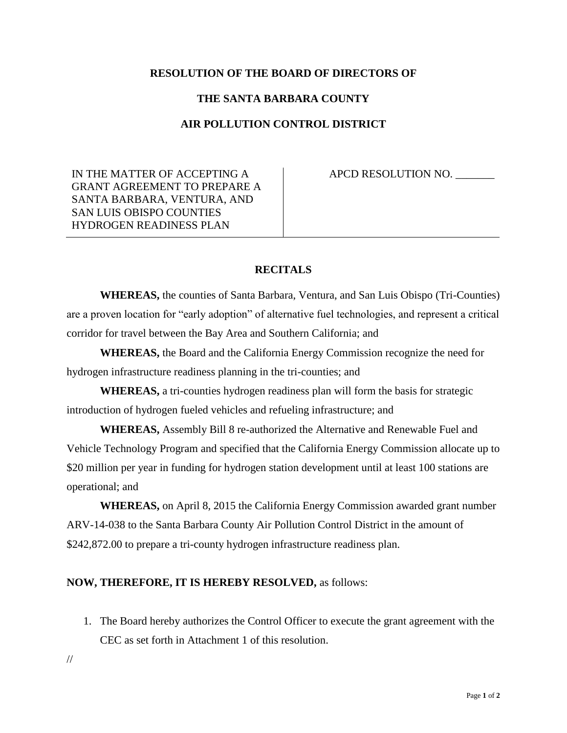**RESOLUTION OF THE BOARD OF DIRECTORS OF**

**THE SANTA BARBARA COUNTY**

**AIR POLLUTION CONTROL DISTRICT**

| IN THE MATTER OF ACCEPTING A GRANT AGREEMENT TO PREPARE A SANTA BARBARA, VENTURA, AND SAN LUIS OBISPO COUNTIES HYDROGEN READINESS PLAN | APCD RESOLUTION NO. _______ |
| --- | --- |

## RECITALS

**WHEREAS,** the counties of Santa Barbara, Ventura, and San Luis Obispo (Tri-Counties) are a proven location for "early adoption" of alternative fuel technologies, and represent a critical corridor for travel between the Bay Area and Southern California; and

**WHEREAS,** the Board and the California Energy Commission recognize the need for hydrogen infrastructure readiness planning in the tri-counties; and

**WHEREAS,** a tri-counties hydrogen readiness plan will form the basis for strategic introduction of hydrogen fueled vehicles and refueling infrastructure; and

**WHEREAS,** Assembly Bill 8 re-authorized the Alternative and Renewable Fuel and Vehicle Technology Program and specified that the California Energy Commission allocate up to $20 million per year in funding for hydrogen station development until at least 100 stations are operational; and

**WHEREAS,** on April 8, 2015 the California Energy Commission awarded grant number ARV-14-038 to the Santa Barbara County Air Pollution Control District in the amount of $242,872.00 to prepare a tri-county hydrogen infrastructure readiness plan.

**NOW, THEREFORE, IT IS HEREBY RESOLVED,** as follows:

1. The Board hereby authorizes the Control Officer to execute the grant agreement with the CEC as set forth in Attachment 1 of this resolution.

//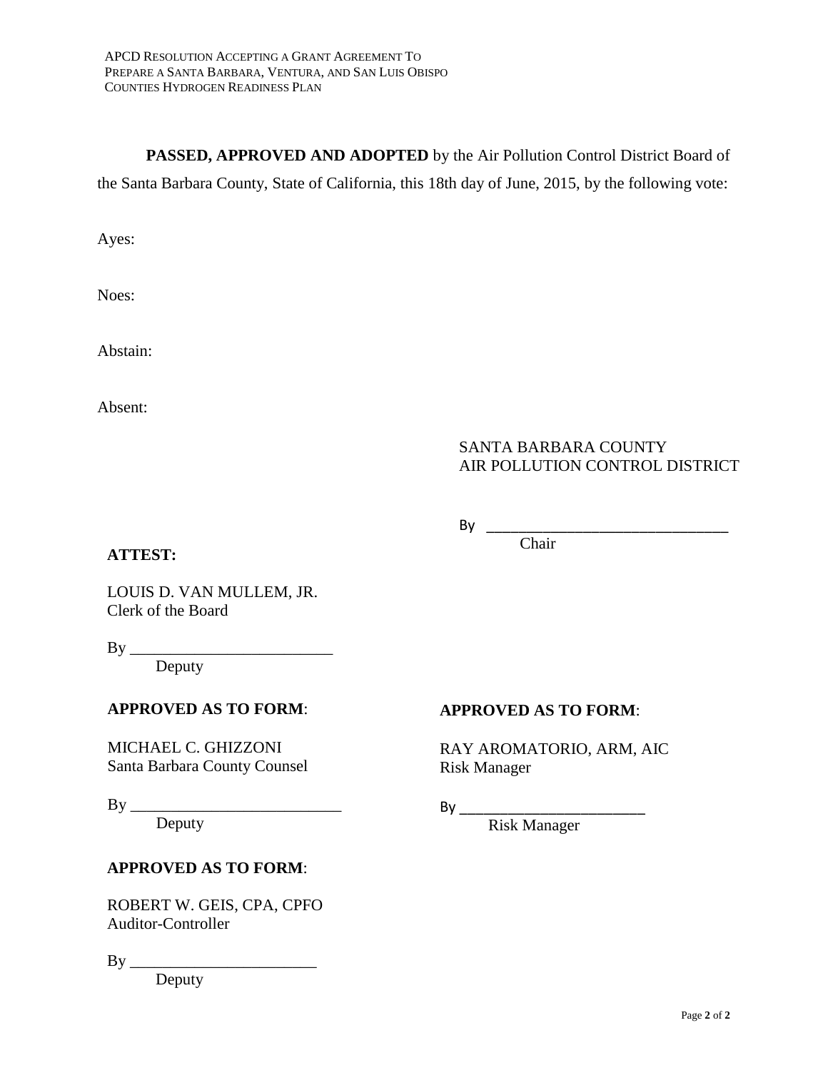**PASSED, APPROVED AND ADOPTED** by the Air Pollution Control District Board of the Santa Barbara County, State of California, this 18th day of June, 2015, by the following vote:

Ayes:

Noes:

Abstain:

Absent:

SANTA BARBARA COUNTY
AIR POLLUTION CONTROL DISTRICT

By ______________________________
Chair

**ATTEST:**

LOUIS D. VAN MULLEM, JR.
Clerk of the Board

By ________________________
Deputy

**APPROVED AS TO FORM**:

MICHAEL C. GHIZZONI
Santa Barbara County Counsel

By __________________________
Deputy

**APPROVED AS TO FORM**:

RAY AROMATORIO, ARM, AIC
Risk Manager

By _______________________
Risk Manager

**APPROVED AS TO FORM**:

ROBERT W. GEIS, CPA, CPFO
Auditor-Controller

By _______________________
Deputy